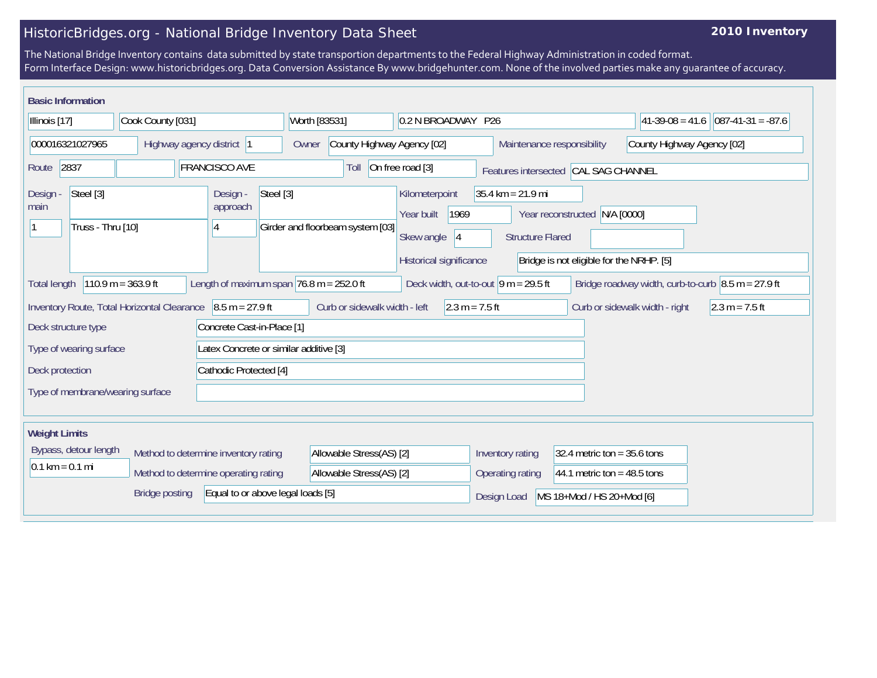# HistoricBridges.org - National Bridge Inventory Data Sheet

**2010 Inventory**

The National Bridge Inventory contains data submitted by state transportion departments to the Federal Highway Administration in coded format.
Form Interface Design: www.historicbridges.org. Data Conversion Assistance By www.bridgehunter.com. None of the involved parties make any guarantee of accuracy.

## Basic Information

| | |
|---|---|
| State | Illinois [17] |
| County | Cook County [031] |
| Place | Worth [83531] |
| Location | 0.2 N BROADWAY P26 |
| Latitude | 41-39-08 = 41.6 |
| Longitude | 087-41-31 = -87.6 |
| Structure Number | 000016321027965 |
| Highway agency district | 1 |
| Owner | County Highway Agency [02] |
| Maintenance responsibility | County Highway Agency [02] |
| Route | 2837 |
| Facility carried | FRANCISCO AVE |
| Toll | On free road [3] |
| Features intersected | CAL SAG CHANNEL |
| Design - main | Steel [3] |
| Design - main (spans) | 1 |
| Design - main (type) | Truss - Thru [10] |
| Design - approach | Steel [3] |
| Design - approach (spans) | 4 |
| Design - approach (type) | Girder and floorbeam system [03] |
| Kilometerpoint | 35.4 km = 21.9 mi |
| Year built | 1969 |
| Year reconstructed | N/A [0000] |
| Skew angle | 4 |
| Structure Flared | |
| Historical significance | Bridge is not eligible for the NRHP. [5] |
| Total length | 110.9 m = 363.9 ft |
| Length of maximum span | 76.8 m = 252.0 ft |
| Deck width, out-to-out | 9 m = 29.5 ft |
| Bridge roadway width, curb-to-curb | 8.5 m = 27.9 ft |
| Inventory Route, Total Horizontal Clearance | 8.5 m = 27.9 ft |
| Curb or sidewalk width - left | 2.3 m = 7.5 ft |
| Curb or sidewalk width - right | 2.3 m = 7.5 ft |
| Deck structure type | Concrete Cast-in-Place [1] |
| Type of wearing surface | Latex Concrete or similar additive [3] |
| Deck protection | Cathodic Protected [4] |
| Type of membrane/wearing surface | |

## Weight Limits

| | |
|---|---|
| Bypass, detour length | 0.1 km = 0.1 mi |
| Method to determine inventory rating | Allowable Stress(AS) [2] |
| Method to determine operating rating | Allowable Stress(AS) [2] |
| Bridge posting | Equal to or above legal loads [5] |
| Inventory rating | 32.4 metric ton = 35.6 tons |
| Operating rating | 44.1 metric ton = 48.5 tons |
| Design Load | MS 18+Mod / HS 20+Mod [6] |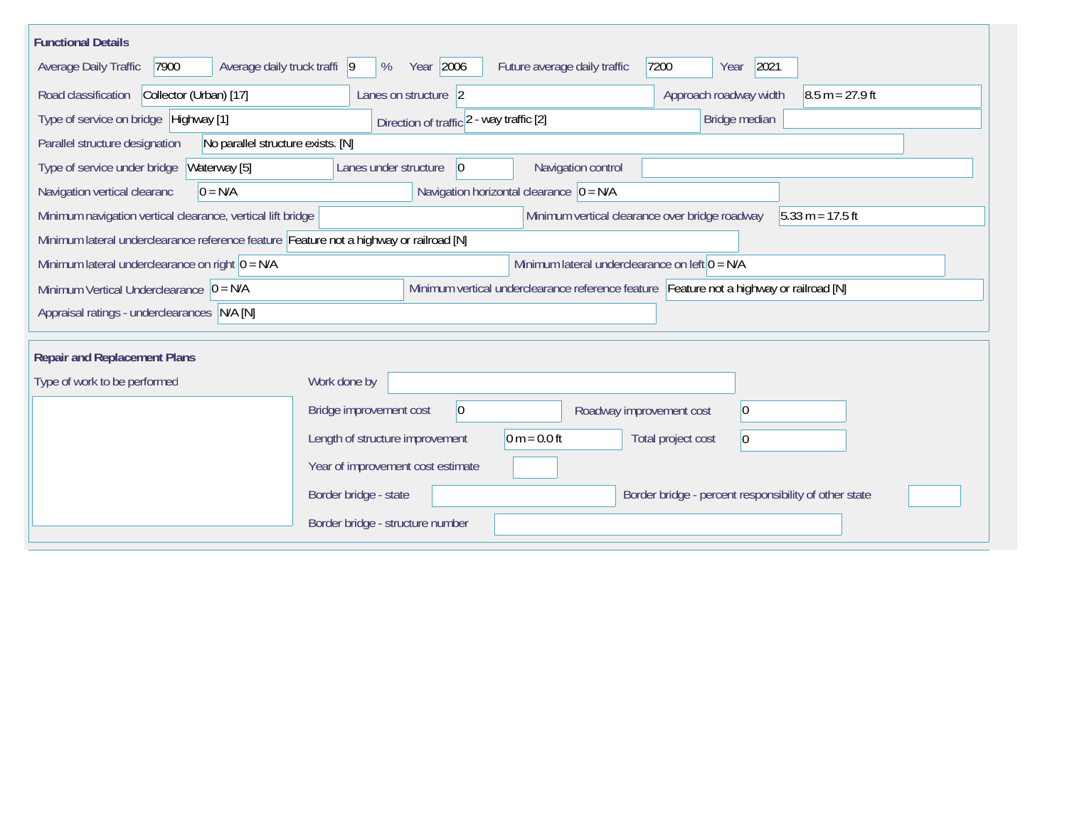## Functional Details

Average Daily Traffic: 7900
Average daily truck traffi: 9 %
Year: 2006
Future average daily traffic: 7200
Year: 2021

Road classification: Collector (Urban) [17]
Lanes on structure: 2
Approach roadway width: 8.5 m = 27.9 ft

Type of service on bridge: Highway [1]
Direction of traffic: 2 - way traffic [2]
Bridge median:

Parallel structure designation: No parallel structure exists. [N]

Type of service under bridge: Waterway [5]
Lanes under structure: 0
Navigation control:

Navigation vertical clearanc: 0 = N/A
Navigation horizontal clearance: 0 = N/A

Minimum navigation vertical clearance, vertical lift bridge:
Minimum vertical clearance over bridge roadway: 5.33 m = 17.5 ft

Minimum lateral underclearance reference feature: Feature not a highway or railroad [N]

Minimum lateral underclearance on right: 0 = N/A
Minimum lateral underclearance on left: 0 = N/A

Minimum Vertical Underclearance: 0 = N/A
Minimum vertical underclearance reference feature: Feature not a highway or railroad [N]

Appraisal ratings - underclearances: N/A [N]

## Repair and Replacement Plans

Type of work to be performed:

Work done by:

Bridge improvement cost: 0
Roadway improvement cost: 0

Length of structure improvement: 0 m = 0.0 ft
Total project cost: 0

Year of improvement cost estimate:

Border bridge - state:
Border bridge - percent responsibility of other state:

Border bridge - structure number: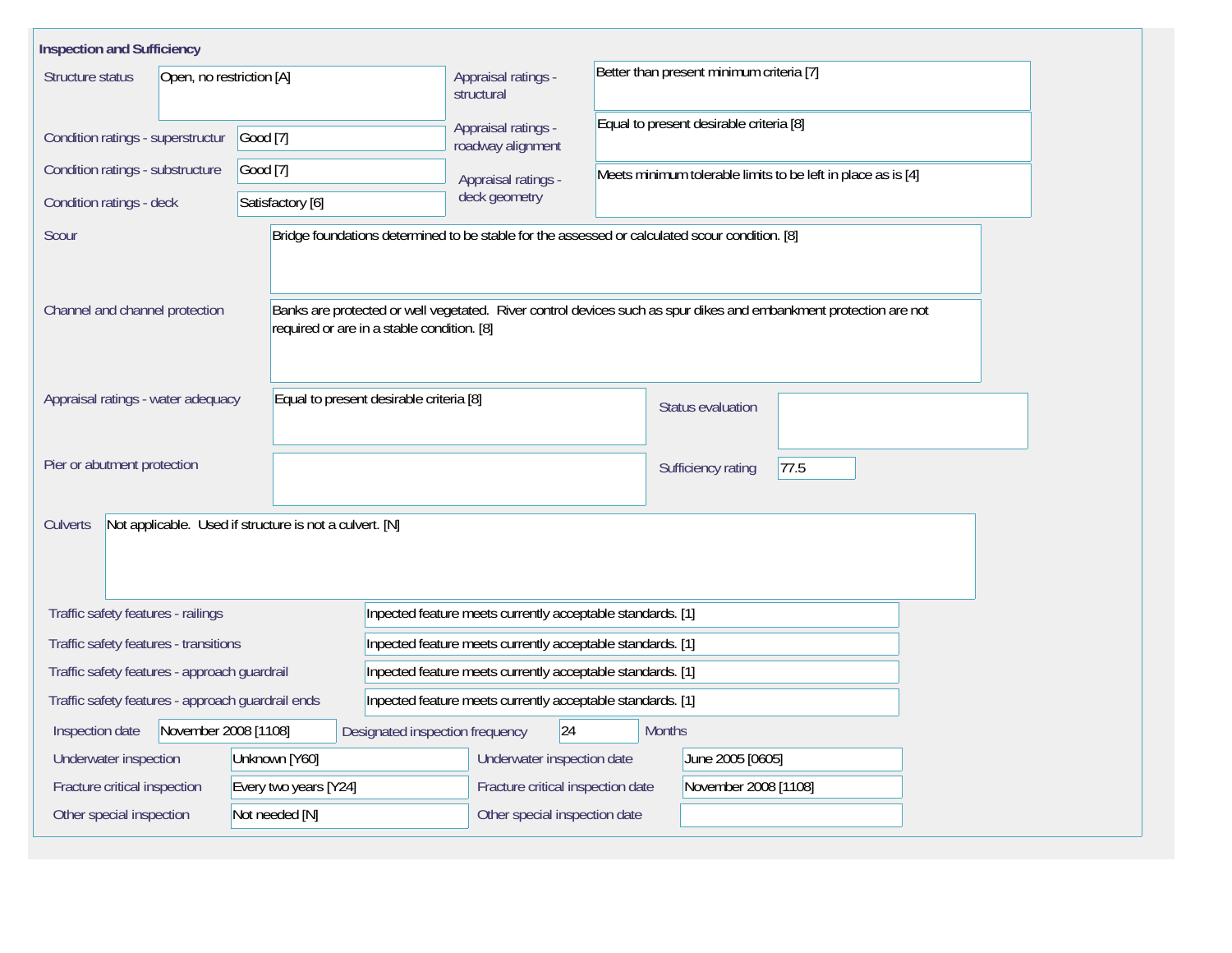## Inspection and Sufficiency

| | |
|---|---|
| Structure status | Open, no restriction [A] |
| Appraisal ratings - structural | Better than present minimum criteria [7] |
| Condition ratings - superstructur | Good [7] |
| Appraisal ratings - roadway alignment | Equal to present desirable criteria [8] |
| Condition ratings - substructure | Good [7] |
| Appraisal ratings - deck geometry | Meets minimum tolerable limits to be left in place as is [4] |
| Condition ratings - deck | Satisfactory [6] |
| Scour | Bridge foundations determined to be stable for the assessed or calculated scour condition. [8] |
| Channel and channel protection | Banks are protected or well vegetated.  River control devices such as spur dikes and embankment protection are not required or are in a stable condition. [8] |
| Appraisal ratings - water adequacy | Equal to present desirable criteria [8] |
| Status evaluation | |
| Pier or abutment protection | |
| Sufficiency rating | 77.5 |
| Culverts | Not applicable.  Used if structure is not a culvert. [N] |
| Traffic safety features - railings | Inpected feature meets currently acceptable standards. [1] |
| Traffic safety features - transitions | Inpected feature meets currently acceptable standards. [1] |
| Traffic safety features - approach guardrail | Inpected feature meets currently acceptable standards. [1] |
| Traffic safety features - approach guardrail ends | Inpected feature meets currently acceptable standards. [1] |
| Inspection date | November 2008 [1108] |
| Designated inspection frequency | 24 Months |
| Underwater inspection | Unknown [Y60] |
| Underwater inspection date | June 2005 [0605] |
| Fracture critical inspection | Every two years [Y24] |
| Fracture critical inspection date | November 2008 [1108] |
| Other special inspection | Not needed [N] |
| Other special inspection date | |